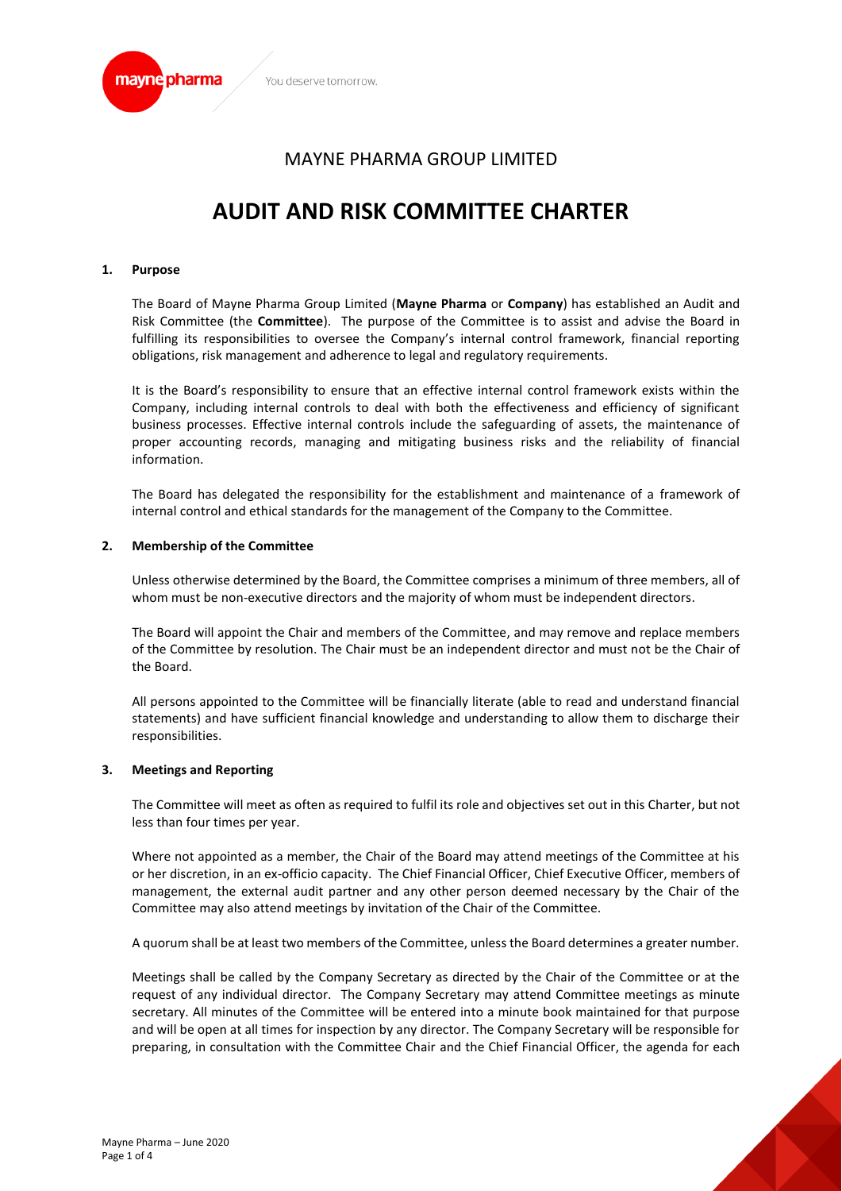# MAYNE PHARMA GROUP LIMITED

# AUDIT AND RISK COMMITTEE CHARTER

## 1. Purpose

The Board of Mayne Pharma Group Limited (**Mayne Pharma** or **Company**) has established an Audit and Risk Committee (the **Committee**). The purpose of the Committee is to assist and advise the Board in fulfilling its responsibilities to oversee the Company's internal control framework, financial reporting obligations, risk management and adherence to legal and regulatory requirements.

It is the Board's responsibility to ensure that an effective internal control framework exists within the Company, including internal controls to deal with both the effectiveness and efficiency of significant business processes. Effective internal controls include the safeguarding of assets, the maintenance of proper accounting records, managing and mitigating business risks and the reliability of financial information.

The Board has delegated the responsibility for the establishment and maintenance of a framework of internal control and ethical standards for the management of the Company to the Committee.

## 2. Membership of the Committee

Unless otherwise determined by the Board, the Committee comprises a minimum of three members, all of whom must be non-executive directors and the majority of whom must be independent directors.

The Board will appoint the Chair and members of the Committee, and may remove and replace members of the Committee by resolution. The Chair must be an independent director and must not be the Chair of the Board.

All persons appointed to the Committee will be financially literate (able to read and understand financial statements) and have sufficient financial knowledge and understanding to allow them to discharge their responsibilities.

## 3. Meetings and Reporting

The Committee will meet as often as required to fulfil its role and objectives set out in this Charter, but not less than four times per year.

Where not appointed as a member, the Chair of the Board may attend meetings of the Committee at his or her discretion, in an ex-officio capacity. The Chief Financial Officer, Chief Executive Officer, members of management, the external audit partner and any other person deemed necessary by the Chair of the Committee may also attend meetings by invitation of the Chair of the Committee.

A quorum shall be at least two members of the Committee, unless the Board determines a greater number.

Meetings shall be called by the Company Secretary as directed by the Chair of the Committee or at the request of any individual director. The Company Secretary may attend Committee meetings as minute secretary. All minutes of the Committee will be entered into a minute book maintained for that purpose and will be open at all times for inspection by any director. The Company Secretary will be responsible for preparing, in consultation with the Committee Chair and the Chief Financial Officer, the agenda for each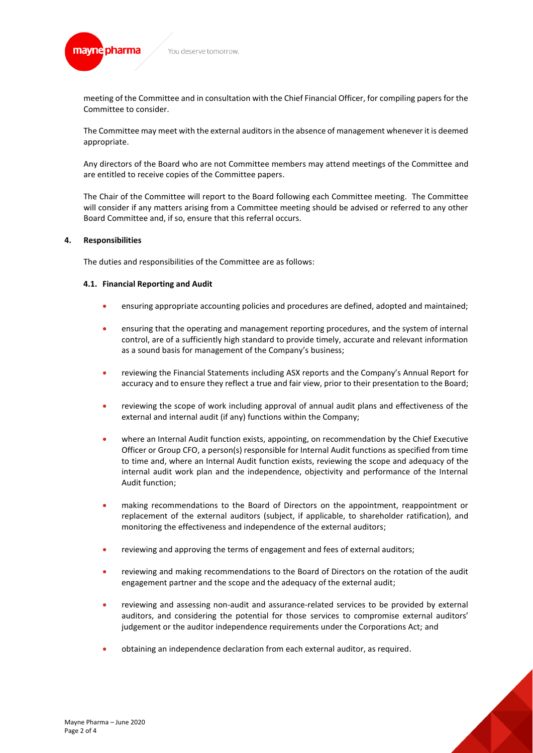meeting of the Committee and in consultation with the Chief Financial Officer, for compiling papers for the Committee to consider.

The Committee may meet with the external auditors in the absence of management whenever it is deemed appropriate.

Any directors of the Board who are not Committee members may attend meetings of the Committee and are entitled to receive copies of the Committee papers.

The Chair of the Committee will report to the Board following each Committee meeting. The Committee will consider if any matters arising from a Committee meeting should be advised or referred to any other Board Committee and, if so, ensure that this referral occurs.

## 4. Responsibilities

The duties and responsibilities of the Committee are as follows:

### 4.1. Financial Reporting and Audit

- ensuring appropriate accounting policies and procedures are defined, adopted and maintained;
- ensuring that the operating and management reporting procedures, and the system of internal control, are of a sufficiently high standard to provide timely, accurate and relevant information as a sound basis for management of the Company's business;
- reviewing the Financial Statements including ASX reports and the Company's Annual Report for accuracy and to ensure they reflect a true and fair view, prior to their presentation to the Board;
- reviewing the scope of work including approval of annual audit plans and effectiveness of the external and internal audit (if any) functions within the Company;
- where an Internal Audit function exists, appointing, on recommendation by the Chief Executive Officer or Group CFO, a person(s) responsible for Internal Audit functions as specified from time to time and, where an Internal Audit function exists, reviewing the scope and adequacy of the internal audit work plan and the independence, objectivity and performance of the Internal Audit function;
- making recommendations to the Board of Directors on the appointment, reappointment or replacement of the external auditors (subject, if applicable, to shareholder ratification), and monitoring the effectiveness and independence of the external auditors;
- reviewing and approving the terms of engagement and fees of external auditors;
- reviewing and making recommendations to the Board of Directors on the rotation of the audit engagement partner and the scope and the adequacy of the external audit;
- reviewing and assessing non-audit and assurance-related services to be provided by external auditors, and considering the potential for those services to compromise external auditors' judgement or the auditor independence requirements under the Corporations Act; and
- obtaining an independence declaration from each external auditor, as required.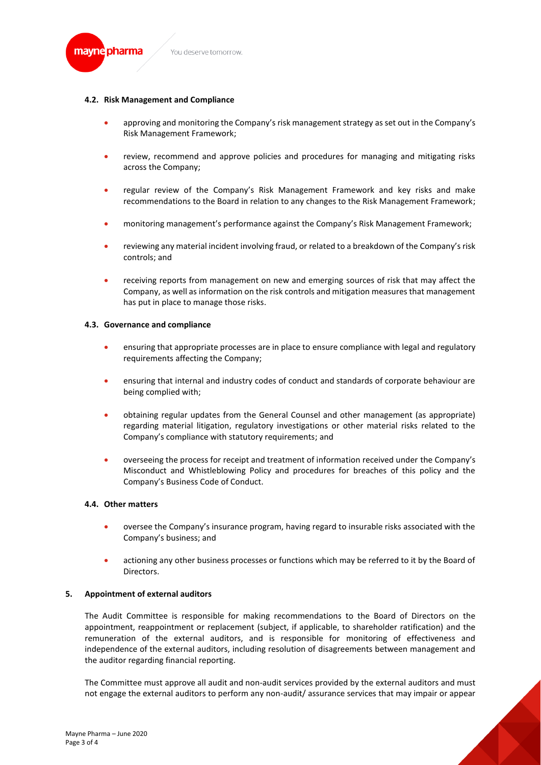#### 4.2. Risk Management and Compliance

- approving and monitoring the Company's risk management strategy as set out in the Company's Risk Management Framework;
- review, recommend and approve policies and procedures for managing and mitigating risks across the Company;
- regular review of the Company's Risk Management Framework and key risks and make recommendations to the Board in relation to any changes to the Risk Management Framework;
- monitoring management's performance against the Company's Risk Management Framework;
- reviewing any material incident involving fraud, or related to a breakdown of the Company's risk controls; and
- receiving reports from management on new and emerging sources of risk that may affect the Company, as well as information on the risk controls and mitigation measures that management has put in place to manage those risks.

#### 4.3. Governance and compliance

- ensuring that appropriate processes are in place to ensure compliance with legal and regulatory requirements affecting the Company;
- ensuring that internal and industry codes of conduct and standards of corporate behaviour are being complied with;
- obtaining regular updates from the General Counsel and other management (as appropriate) regarding material litigation, regulatory investigations or other material risks related to the Company's compliance with statutory requirements; and
- overseeing the process for receipt and treatment of information received under the Company's Misconduct and Whistleblowing Policy and procedures for breaches of this policy and the Company's Business Code of Conduct.

#### 4.4. Other matters

- oversee the Company's insurance program, having regard to insurable risks associated with the Company's business; and
- actioning any other business processes or functions which may be referred to it by the Board of Directors.

### 5. Appointment of external auditors

The Audit Committee is responsible for making recommendations to the Board of Directors on the appointment, reappointment or replacement (subject, if applicable, to shareholder ratification) and the remuneration of the external auditors, and is responsible for monitoring of effectiveness and independence of the external auditors, including resolution of disagreements between management and the auditor regarding financial reporting.

The Committee must approve all audit and non-audit services provided by the external auditors and must not engage the external auditors to perform any non-audit/ assurance services that may impair or appear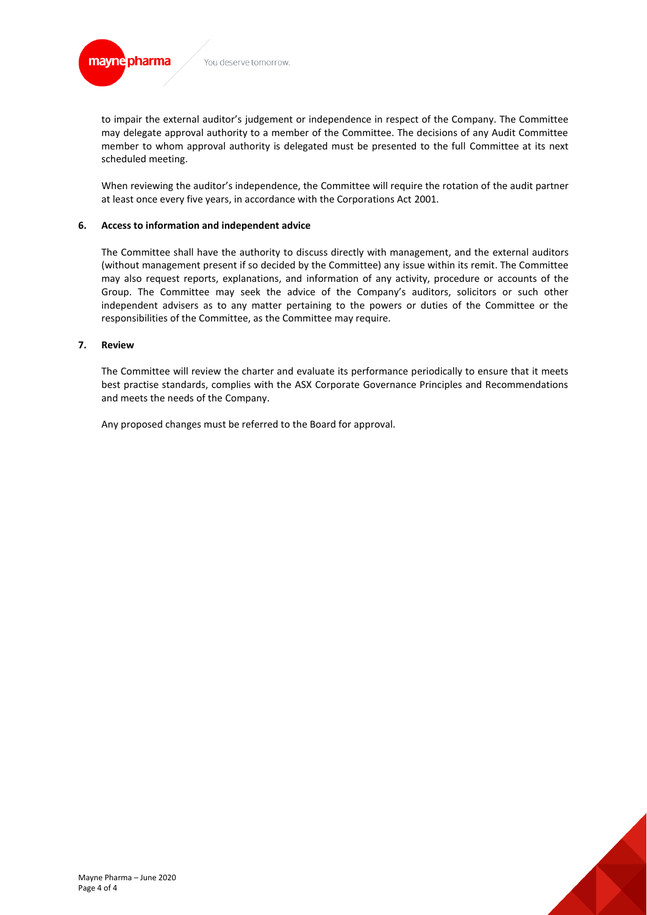to impair the external auditor's judgement or independence in respect of the Company. The Committee may delegate approval authority to a member of the Committee. The decisions of any Audit Committee member to whom approval authority is delegated must be presented to the full Committee at its next scheduled meeting.

When reviewing the auditor's independence, the Committee will require the rotation of the audit partner at least once every five years, in accordance with the Corporations Act 2001.

**6. Access to information and independent advice**

The Committee shall have the authority to discuss directly with management, and the external auditors (without management present if so decided by the Committee) any issue within its remit. The Committee may also request reports, explanations, and information of any activity, procedure or accounts of the Group. The Committee may seek the advice of the Company's auditors, solicitors or such other independent advisers as to any matter pertaining to the powers or duties of the Committee or the responsibilities of the Committee, as the Committee may require.

**7. Review**

The Committee will review the charter and evaluate its performance periodically to ensure that it meets best practise standards, complies with the ASX Corporate Governance Principles and Recommendations and meets the needs of the Company.

Any proposed changes must be referred to the Board for approval.